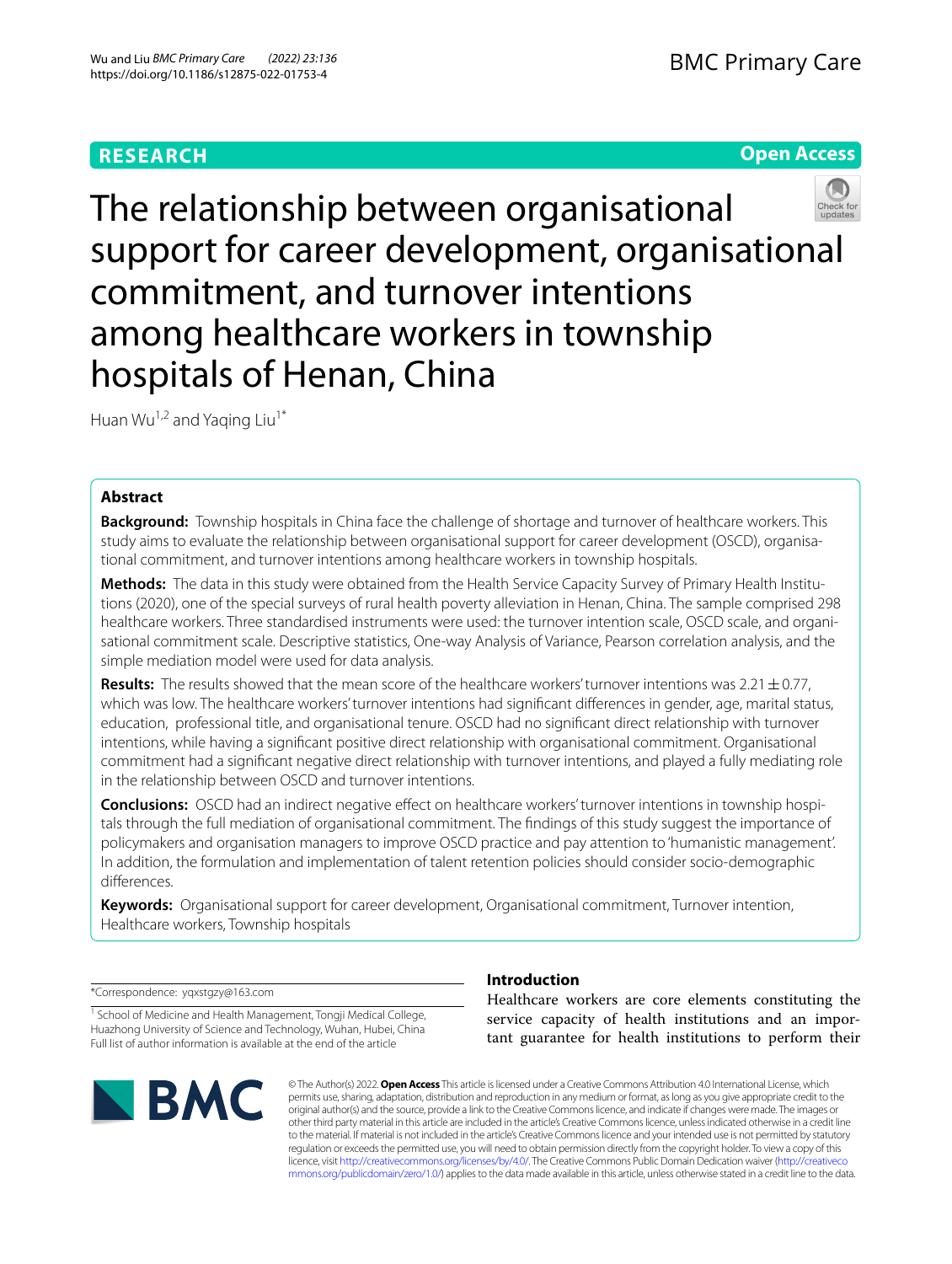RESEARCH

Open Access

# The relationship between organisational support for career development, organisational commitment, and turnover intentions among healthcare workers in township hospitals of Henan, China

Huan Wu[1,2] and Yaqing Liu[1*]

## Abstract

**Background:** Township hospitals in China face the challenge of shortage and turnover of healthcare workers. This study aims to evaluate the relationship between organisational support for career development (OSCD), organisational commitment, and turnover intentions among healthcare workers in township hospitals.

**Methods:** The data in this study were obtained from the Health Service Capacity Survey of Primary Health Institutions (2020), one of the special surveys of rural health poverty alleviation in Henan, China. The sample comprised 298 healthcare workers. Three standardised instruments were used: the turnover intention scale, OSCD scale, and organisational commitment scale. Descriptive statistics, One-way Analysis of Variance, Pearson correlation analysis, and the simple mediation model were used for data analysis.

**Results:** The results showed that the mean score of the healthcare workers' turnover intentions was $2.21 \pm 0.77$, which was low. The healthcare workers' turnover intentions had significant differences in gender, age, marital status, education, professional title, and organisational tenure. OSCD had no significant direct relationship with turnover intentions, while having a significant positive direct relationship with organisational commitment. Organisational commitment had a significant negative direct relationship with turnover intentions, and played a fully mediating role in the relationship between OSCD and turnover intentions.

**Conclusions:** OSCD had an indirect negative effect on healthcare workers' turnover intentions in township hospitals through the full mediation of organisational commitment. The findings of this study suggest the importance of policymakers and organisation managers to improve OSCD practice and pay attention to 'humanistic management'. In addition, the formulation and implementation of talent retention policies should consider socio-demographic differences.

**Keywords:** Organisational support for career development, Organisational commitment, Turnover intention, Healthcare workers, Township hospitals

*Correspondence: yqxstgzy@163.com

[1] School of Medicine and Health Management, Tongji Medical College, Huazhong University of Science and Technology, Wuhan, Hubei, China
Full list of author information is available at the end of the article

## Introduction

Healthcare workers are core elements constituting the service capacity of health institutions and an important guarantee for health institutions to perform their

© The Author(s) 2022. **Open Access** This article is licensed under a Creative Commons Attribution 4.0 International License, which permits use, sharing, adaptation, distribution and reproduction in any medium or format, as long as you give appropriate credit to the original author(s) and the source, provide a link to the Creative Commons licence, and indicate if changes were made. The images or other third party material in this article are included in the article's Creative Commons licence, unless indicated otherwise in a credit line to the material. If material is not included in the article's Creative Commons licence and your intended use is not permitted by statutory regulation or exceeds the permitted use, you will need to obtain permission directly from the copyright holder. To view a copy of this licence, visit http://creativecommons.org/licenses/by/4.0/. The Creative Commons Public Domain Dedication waiver (http://creativecommons.org/publicdomain/zero/1.0/) applies to the data made available in this article, unless otherwise stated in a credit line to the data.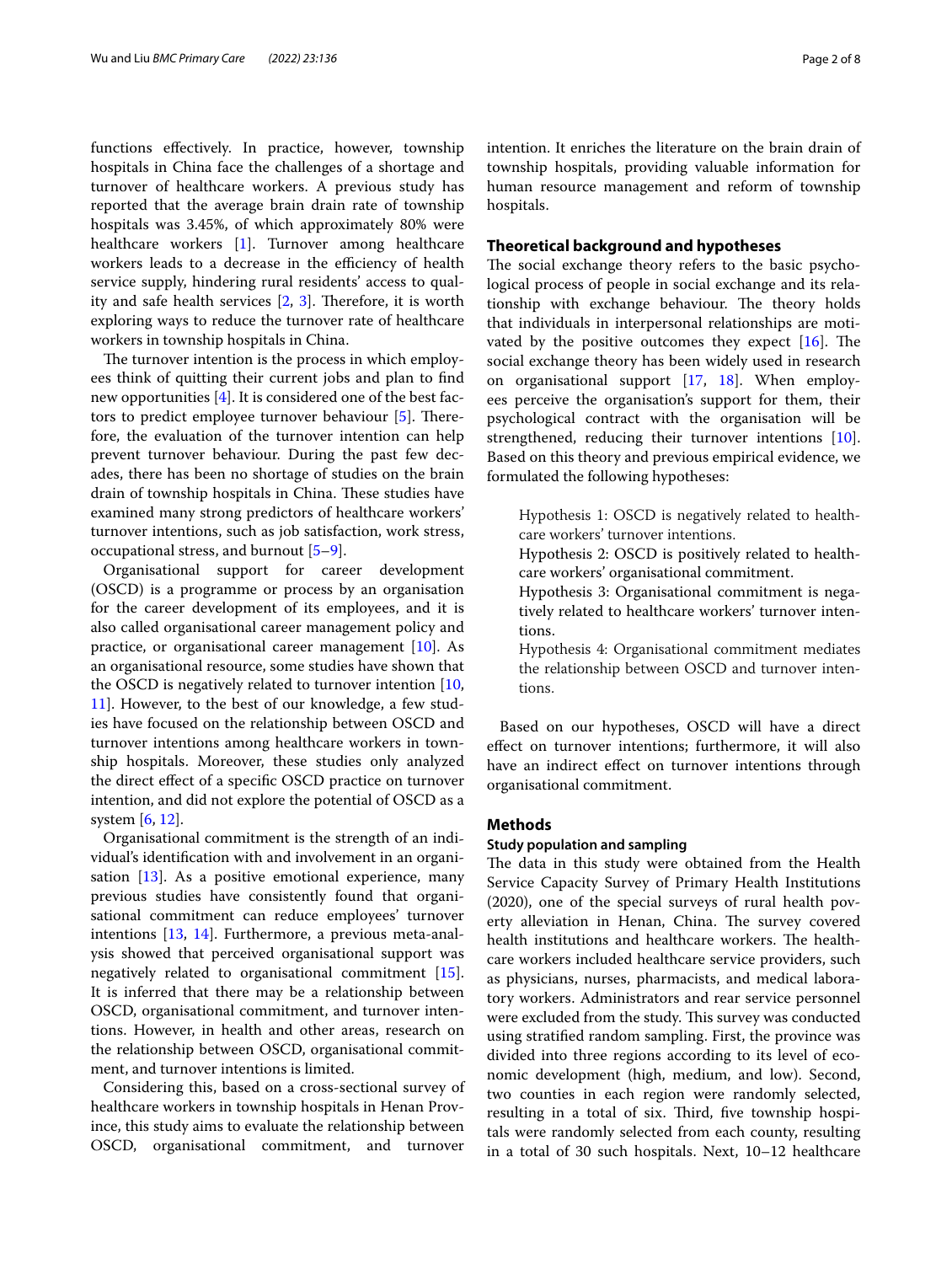functions effectively. In practice, however, township hospitals in China face the challenges of a shortage and turnover of healthcare workers. A previous study has reported that the average brain drain rate of township hospitals was 3.45%, of which approximately 80% were healthcare workers [1]. Turnover among healthcare workers leads to a decrease in the efficiency of health service supply, hindering rural residents' access to quality and safe health services [2, 3]. Therefore, it is worth exploring ways to reduce the turnover rate of healthcare workers in township hospitals in China.

The turnover intention is the process in which employees think of quitting their current jobs and plan to find new opportunities [4]. It is considered one of the best factors to predict employee turnover behaviour [5]. Therefore, the evaluation of the turnover intention can help prevent turnover behaviour. During the past few decades, there has been no shortage of studies on the brain drain of township hospitals in China. These studies have examined many strong predictors of healthcare workers' turnover intentions, such as job satisfaction, work stress, occupational stress, and burnout [5–9].

Organisational support for career development (OSCD) is a programme or process by an organisation for the career development of its employees, and it is also called organisational career management policy and practice, or organisational career management [10]. As an organisational resource, some studies have shown that the OSCD is negatively related to turnover intention [10, 11]. However, to the best of our knowledge, a few studies have focused on the relationship between OSCD and turnover intentions among healthcare workers in township hospitals. Moreover, these studies only analyzed the direct effect of a specific OSCD practice on turnover intention, and did not explore the potential of OSCD as a system [6, 12].

Organisational commitment is the strength of an individual's identification with and involvement in an organisation [13]. As a positive emotional experience, many previous studies have consistently found that organisational commitment can reduce employees' turnover intentions [13, 14]. Furthermore, a previous meta-analysis showed that perceived organisational support was negatively related to organisational commitment [15]. It is inferred that there may be a relationship between OSCD, organisational commitment, and turnover intentions. However, in health and other areas, research on the relationship between OSCD, organisational commitment, and turnover intentions is limited.

Considering this, based on a cross-sectional survey of healthcare workers in township hospitals in Henan Province, this study aims to evaluate the relationship between OSCD, organisational commitment, and turnover intention. It enriches the literature on the brain drain of township hospitals, providing valuable information for human resource management and reform of township hospitals.

## Theoretical background and hypotheses

The social exchange theory refers to the basic psychological process of people in social exchange and its relationship with exchange behaviour. The theory holds that individuals in interpersonal relationships are motivated by the positive outcomes they expect [16]. The social exchange theory has been widely used in research on organisational support [17, 18]. When employees perceive the organisation's support for them, their psychological contract with the organisation will be strengthened, reducing their turnover intentions [10]. Based on this theory and previous empirical evidence, we formulated the following hypotheses:

> Hypothesis 1: OSCD is negatively related to healthcare workers' turnover intentions.
>
> Hypothesis 2: OSCD is positively related to healthcare workers' organisational commitment.
>
> Hypothesis 3: Organisational commitment is negatively related to healthcare workers' turnover intentions.
>
> Hypothesis 4: Organisational commitment mediates the relationship between OSCD and turnover intentions.

Based on our hypotheses, OSCD will have a direct effect on turnover intentions; furthermore, it will also have an indirect effect on turnover intentions through organisational commitment.

## Methods

### Study population and sampling

The data in this study were obtained from the Health Service Capacity Survey of Primary Health Institutions (2020), one of the special surveys of rural health poverty alleviation in Henan, China. The survey covered health institutions and healthcare workers. The healthcare workers included healthcare service providers, such as physicians, nurses, pharmacists, and medical laboratory workers. Administrators and rear service personnel were excluded from the study. This survey was conducted using stratified random sampling. First, the province was divided into three regions according to its level of economic development (high, medium, and low). Second, two counties in each region were randomly selected, resulting in a total of six. Third, five township hospitals were randomly selected from each county, resulting in a total of 30 such hospitals. Next, 10–12 healthcare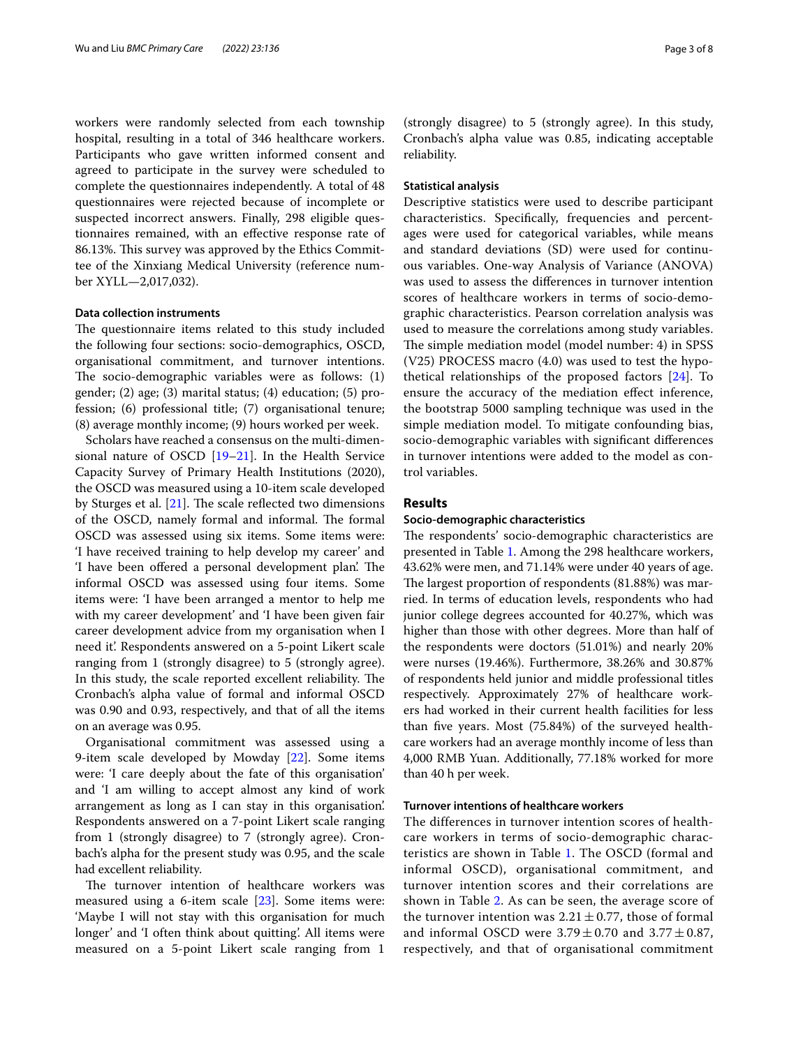workers were randomly selected from each township hospital, resulting in a total of 346 healthcare workers. Participants who gave written informed consent and agreed to participate in the survey were scheduled to complete the questionnaires independently. A total of 48 questionnaires were rejected because of incomplete or suspected incorrect answers. Finally, 298 eligible questionnaires remained, with an effective response rate of 86.13%. This survey was approved by the Ethics Committee of the Xinxiang Medical University (reference number XYLL—2,017,032).

#### Data collection instruments

The questionnaire items related to this study included the following four sections: socio-demographics, OSCD, organisational commitment, and turnover intentions. The socio-demographic variables were as follows: (1) gender; (2) age; (3) marital status; (4) education; (5) profession; (6) professional title; (7) organisational tenure; (8) average monthly income; (9) hours worked per week.

Scholars have reached a consensus on the multi-dimensional nature of OSCD [19–21]. In the Health Service Capacity Survey of Primary Health Institutions (2020), the OSCD was measured using a 10-item scale developed by Sturges et al. [21]. The scale reflected two dimensions of the OSCD, namely formal and informal. The formal OSCD was assessed using six items. Some items were: 'I have received training to help develop my career' and 'I have been offered a personal development plan'. The informal OSCD was assessed using four items. Some items were: 'I have been arranged a mentor to help me with my career development' and 'I have been given fair career development advice from my organisation when I need it'. Respondents answered on a 5-point Likert scale ranging from 1 (strongly disagree) to 5 (strongly agree). In this study, the scale reported excellent reliability. The Cronbach's alpha value of formal and informal OSCD was 0.90 and 0.93, respectively, and that of all the items on an average was 0.95.

Organisational commitment was assessed using a 9-item scale developed by Mowday [22]. Some items were: 'I care deeply about the fate of this organisation' and 'I am willing to accept almost any kind of work arrangement as long as I can stay in this organisation'. Respondents answered on a 7-point Likert scale ranging from 1 (strongly disagree) to 7 (strongly agree). Cronbach's alpha for the present study was 0.95, and the scale had excellent reliability.

The turnover intention of healthcare workers was measured using a 6-item scale [23]. Some items were: 'Maybe I will not stay with this organisation for much longer' and 'I often think about quitting'. All items were measured on a 5-point Likert scale ranging from 1 (strongly disagree) to 5 (strongly agree). In this study, Cronbach's alpha value was 0.85, indicating acceptable reliability.

#### Statistical analysis

Descriptive statistics were used to describe participant characteristics. Specifically, frequencies and percentages were used for categorical variables, while means and standard deviations (SD) were used for continuous variables. One-way Analysis of Variance (ANOVA) was used to assess the differences in turnover intention scores of healthcare workers in terms of socio-demographic characteristics. Pearson correlation analysis was used to measure the correlations among study variables. The simple mediation model (model number: 4) in SPSS (V25) PROCESS macro (4.0) was used to test the hypothetical relationships of the proposed factors [24]. To ensure the accuracy of the mediation effect inference, the bootstrap 5000 sampling technique was used in the simple mediation model. To mitigate confounding bias, socio-demographic variables with significant differences in turnover intentions were added to the model as control variables.

## Results

#### Socio-demographic characteristics

The respondents' socio-demographic characteristics are presented in Table 1. Among the 298 healthcare workers, 43.62% were men, and 71.14% were under 40 years of age. The largest proportion of respondents (81.88%) was married. In terms of education levels, respondents who had junior college degrees accounted for 40.27%, which was higher than those with other degrees. More than half of the respondents were doctors (51.01%) and nearly 20% were nurses (19.46%). Furthermore, 38.26% and 30.87% of respondents held junior and middle professional titles respectively. Approximately 27% of healthcare workers had worked in their current health facilities for less than five years. Most (75.84%) of the surveyed healthcare workers had an average monthly income of less than 4,000 RMB Yuan. Additionally, 77.18% worked for more than 40 h per week.

#### Turnover intentions of healthcare workers

The differences in turnover intention scores of healthcare workers in terms of socio-demographic characteristics are shown in Table 1. The OSCD (formal and informal OSCD), organisational commitment, and turnover intention scores and their correlations are shown in Table 2. As can be seen, the average score of the turnover intention was $2.21 \pm 0.77$, those of formal and informal OSCD were $3.79 \pm 0.70$ and $3.77 \pm 0.87$, respectively, and that of organisational commitment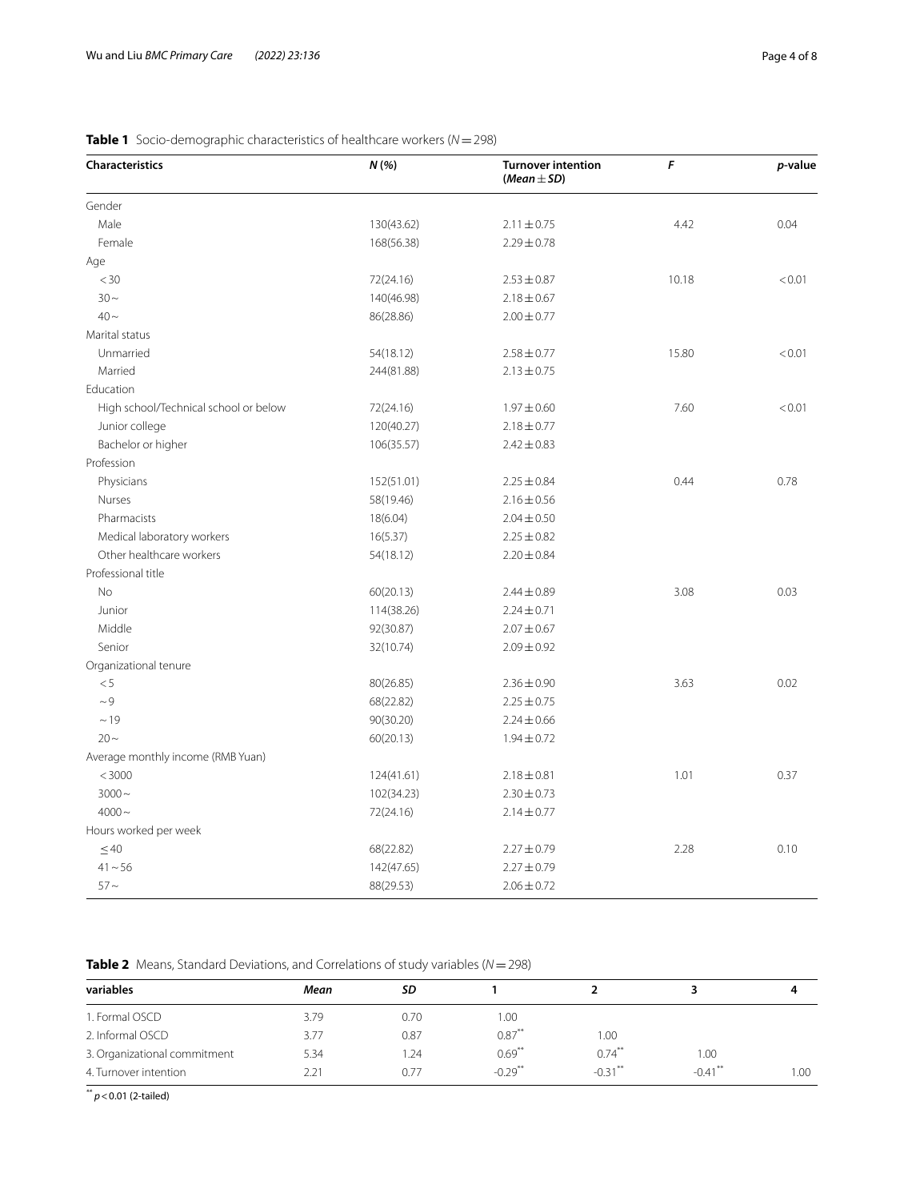**Table 1** Socio-demographic characteristics of healthcare workers ($N = 298$)

| Characteristics | N (%) | Turnover intention (Mean ± SD) | F | p-value |
|---|---|---|---|---|
| Gender | | | | |
| Male | 130(43.62) | 2.11 ± 0.75 | 4.42 | 0.04 |
| Female | 168(56.38) | 2.29 ± 0.78 | | |
| Age | | | | |
| < 30 | 72(24.16) | 2.53 ± 0.87 | 10.18 | < 0.01 |
| 30 ~ | 140(46.98) | 2.18 ± 0.67 | | |
| 40 ~ | 86(28.86) | 2.00 ± 0.77 | | |
| Marital status | | | | |
| Unmarried | 54(18.12) | 2.58 ± 0.77 | 15.80 | < 0.01 |
| Married | 244(81.88) | 2.13 ± 0.75 | | |
| Education | | | | |
| High school/Technical school or below | 72(24.16) | 1.97 ± 0.60 | 7.60 | < 0.01 |
| Junior college | 120(40.27) | 2.18 ± 0.77 | | |
| Bachelor or higher | 106(35.57) | 2.42 ± 0.83 | | |
| Profession | | | | |
| Physicians | 152(51.01) | 2.25 ± 0.84 | 0.44 | 0.78 |
| Nurses | 58(19.46) | 2.16 ± 0.56 | | |
| Pharmacists | 18(6.04) | 2.04 ± 0.50 | | |
| Medical laboratory workers | 16(5.37) | 2.25 ± 0.82 | | |
| Other healthcare workers | 54(18.12) | 2.20 ± 0.84 | | |
| Professional title | | | | |
| No | 60(20.13) | 2.44 ± 0.89 | 3.08 | 0.03 |
| Junior | 114(38.26) | 2.24 ± 0.71 | | |
| Middle | 92(30.87) | 2.07 ± 0.67 | | |
| Senior | 32(10.74) | 2.09 ± 0.92 | | |
| Organizational tenure | | | | |
| < 5 | 80(26.85) | 2.36 ± 0.90 | 3.63 | 0.02 |
| ~ 9 | 68(22.82) | 2.25 ± 0.75 | | |
| ~ 19 | 90(30.20) | 2.24 ± 0.66 | | |
| 20 ~ | 60(20.13) | 1.94 ± 0.72 | | |
| Average monthly income (RMB Yuan) | | | | |
| < 3000 | 124(41.61) | 2.18 ± 0.81 | 1.01 | 0.37 |
| 3000 ~ | 102(34.23) | 2.30 ± 0.73 | | |
| 4000 ~ | 72(24.16) | 2.14 ± 0.77 | | |
| Hours worked per week | | | | |
| ≤ 40 | 68(22.82) | 2.27 ± 0.79 | 2.28 | 0.10 |
| 41 ~ 56 | 142(47.65) | 2.27 ± 0.79 | | |
| 57 ~ | 88(29.53) | 2.06 ± 0.72 | | |

**Table 2** Means, Standard Deviations, and Correlations of study variables ($N = 298$)

| variables | Mean | SD | 1 | 2 | 3 | 4 |
|---|---|---|---|---|---|---|
| 1. Formal OSCD | 3.79 | 0.70 | 1.00 | | | |
| 2. Informal OSCD | 3.77 | 0.87 | 0.87** | 1.00 | | |
| 3. Organizational commitment | 5.34 | 1.24 | 0.69** | 0.74** | 1.00 | |
| 4. Turnover intention | 2.21 | 0.77 | -0.29** | -0.31** | -0.41** | 1.00 |

** $p < 0.01$ (2-tailed)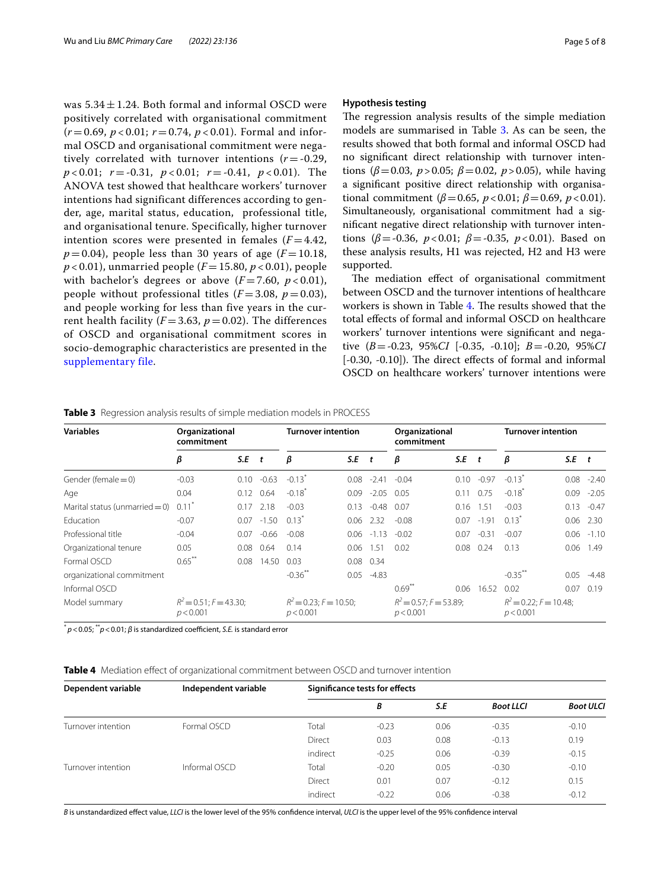was $5.34 \pm 1.24$. Both formal and informal OSCD were positively correlated with organisational commitment ($r = 0.69$, $p < 0.01$; $r = 0.74$, $p < 0.01$). Formal and informal OSCD and organisational commitment were negatively correlated with turnover intentions ($r = -0.29$, $p < 0.01$; $r = -0.31$, $p < 0.01$; $r = -0.41$, $p < 0.01$). The ANOVA test showed that healthcare workers' turnover intentions had significant differences according to gender, age, marital status, education, professional title, and organisational tenure. Specifically, higher turnover intention scores were presented in females ($F = 4.42$, $p = 0.04$), people less than 30 years of age ($F = 10.18$, $p < 0.01$), unmarried people ($F = 15.80$, $p < 0.01$), people with bachelor's degrees or above ($F = 7.60$, $p < 0.01$), people without professional titles ($F = 3.08$, $p = 0.03$), and people working for less than five years in the current health facility ($F = 3.63$, $p = 0.02$). The differences of OSCD and organisational commitment scores in socio-demographic characteristics are presented in the supplementary file.

### Hypothesis testing

The regression analysis results of the simple mediation models are summarised in Table 3. As can be seen, the results showed that both formal and informal OSCD had no significant direct relationship with turnover intentions ($\beta = 0.03$, $p > 0.05$; $\beta = 0.02$, $p > 0.05$), while having a significant positive direct relationship with organisational commitment ($\beta = 0.65$, $p < 0.01$; $\beta = 0.69$, $p < 0.01$). Simultaneously, organisational commitment had a significant negative direct relationship with turnover intentions ($\beta = -0.36$, $p < 0.01$; $\beta = -0.35$, $p < 0.01$). Based on these analysis results, H1 was rejected, H2 and H3 were supported.

The mediation effect of organisational commitment between OSCD and the turnover intentions of healthcare workers is shown in Table 4. The results showed that the total effects of formal and informal OSCD on healthcare workers' turnover intentions were significant and negative ($B = -0.23$, 95%*CI* [-0.35, -0.10]; $B = -0.20$, 95%*CI* [-0.30, -0.10]). The direct effects of formal and informal OSCD on healthcare workers' turnover intentions were

**Table 3** Regression analysis results of simple mediation models in PROCESS

| Variables | Organizational commitment | | | Turnover intention | | | Organizational commitment | | | Turnover intention | | |
|---|---|---|---|---|---|---|---|---|---|---|---|---|
| | *β* | *S.E* | *t* | *β* | *S.E* | *t* | *β* | *S.E* | *t* | *β* | *S.E* | *t* |
| Gender (female = 0) | -0.03 | 0.10 | -0.63 | -0.13* | 0.08 | -2.41 | -0.04 | 0.10 | -0.97 | -0.13* | 0.08 | -2.40 |
| Age | 0.04 | 0.12 | 0.64 | -0.18* | 0.09 | -2.05 | 0.05 | 0.11 | 0.75 | -0.18* | 0.09 | -2.05 |
| Marital status (unmarried = 0) | 0.11* | 0.17 | 2.18 | -0.03 | 0.13 | -0.48 | 0.07 | 0.16 | 1.51 | -0.03 | 0.13 | -0.47 |
| Education | -0.07 | 0.07 | -1.50 | 0.13* | 0.06 | 2.32 | -0.08 | 0.07 | -1.91 | 0.13* | 0.06 | 2.30 |
| Professional title | -0.04 | 0.07 | -0.66 | -0.08 | 0.06 | -1.13 | -0.02 | 0.07 | -0.31 | -0.07 | 0.06 | -1.10 |
| Organizational tenure | 0.05 | 0.08 | 0.64 | 0.14 | 0.06 | 1.51 | 0.02 | 0.08 | 0.24 | 0.13 | 0.06 | 1.49 |
| Formal OSCD | 0.65** | 0.08 | 14.50 | 0.03 | 0.08 | 0.34 | | | | | | |
| organizational commitment | | | | -0.36** | 0.05 | -4.83 | | | | -0.35** | 0.05 | -4.48 |
| Informal OSCD | | | | | | | 0.69** | 0.06 | 16.52 | 0.02 | 0.07 | 0.19 |
| Model summary | $R^2 = 0.51$; $F = 43.30$; $p < 0.001$ | | | $R^2 = 0.23$; $F = 10.50$; $p < 0.001$ | | | $R^2 = 0.57$; $F = 53.89$; $p < 0.001$ | | | $R^2 = 0.22$; $F = 10.48$; $p < 0.001$ | | |

\* $p < 0.05$; \*\* $p < 0.01$; *β* is standardized coefficient, *S.E.* is standard error

**Table 4** Mediation effect of organizational commitment between OSCD and turnover intention

| Dependent variable | Independent variable | Significance tests for effects | | | | |
|---|---|---|---|---|---|---|
| | | | *B* | *S.E* | *Boot LLCI* | *Boot ULCI* |
| Turnover intention | Formal OSCD | Total | -0.23 | 0.06 | -0.35 | -0.10 |
| | | Direct | 0.03 | 0.08 | -0.13 | 0.19 |
| | | indirect | -0.25 | 0.06 | -0.39 | -0.15 |
| Turnover intention | Informal OSCD | Total | -0.20 | 0.05 | -0.30 | -0.10 |
| | | Direct | 0.01 | 0.07 | -0.12 | 0.15 |
| | | indirect | -0.22 | 0.06 | -0.38 | -0.12 |

*B* is unstandardized effect value, *LLCI* is the lower level of the 95% confidence interval, *ULCI* is the upper level of the 95% confidence interval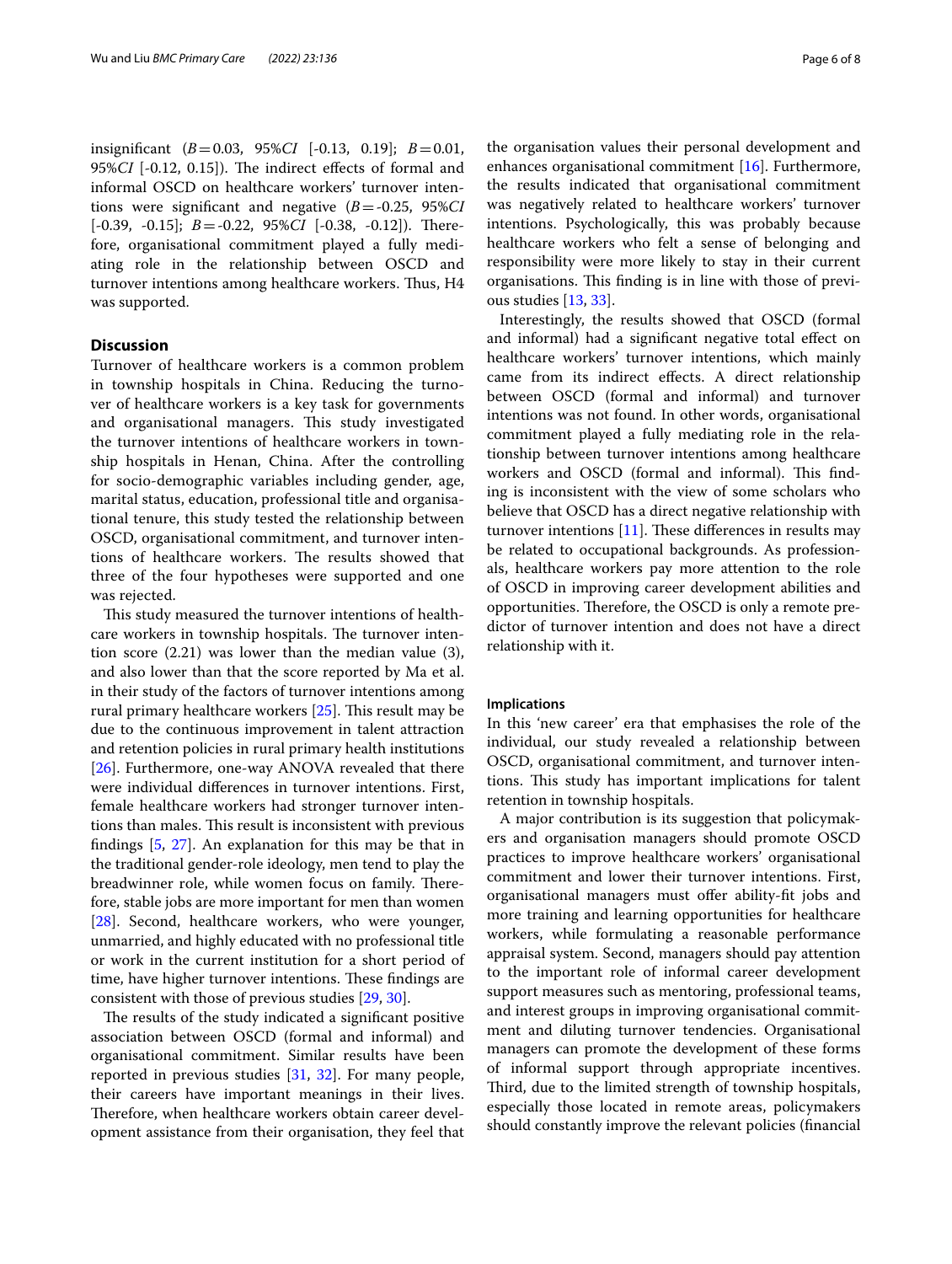insignificant ($B = 0.03$, 95%*CI* [-0.13, 0.19]; $B = 0.01$, 95%*CI* [-0.12, 0.15]). The indirect effects of formal and informal OSCD on healthcare workers' turnover intentions were significant and negative ($B = -0.25$, 95%*CI* [-0.39, -0.15]; $B = -0.22$, 95%*CI* [-0.38, -0.12]). Therefore, organisational commitment played a fully mediating role in the relationship between OSCD and turnover intentions among healthcare workers. Thus, H4 was supported.

## Discussion

Turnover of healthcare workers is a common problem in township hospitals in China. Reducing the turnover of healthcare workers is a key task for governments and organisational managers. This study investigated the turnover intentions of healthcare workers in township hospitals in Henan, China. After the controlling for socio-demographic variables including gender, age, marital status, education, professional title and organisational tenure, this study tested the relationship between OSCD, organisational commitment, and turnover intentions of healthcare workers. The results showed that three of the four hypotheses were supported and one was rejected.

This study measured the turnover intentions of healthcare workers in township hospitals. The turnover intention score (2.21) was lower than the median value (3), and also lower than that the score reported by Ma et al. in their study of the factors of turnover intentions among rural primary healthcare workers [25]. This result may be due to the continuous improvement in talent attraction and retention policies in rural primary health institutions [26]. Furthermore, one-way ANOVA revealed that there were individual differences in turnover intentions. First, female healthcare workers had stronger turnover intentions than males. This result is inconsistent with previous findings [5, 27]. An explanation for this may be that in the traditional gender-role ideology, men tend to play the breadwinner role, while women focus on family. Therefore, stable jobs are more important for men than women [28]. Second, healthcare workers, who were younger, unmarried, and highly educated with no professional title or work in the current institution for a short period of time, have higher turnover intentions. These findings are consistent with those of previous studies [29, 30].

The results of the study indicated a significant positive association between OSCD (formal and informal) and organisational commitment. Similar results have been reported in previous studies [31, 32]. For many people, their careers have important meanings in their lives. Therefore, when healthcare workers obtain career development assistance from their organisation, they feel that the organisation values their personal development and enhances organisational commitment [16]. Furthermore, the results indicated that organisational commitment was negatively related to healthcare workers' turnover intentions. Psychologically, this was probably because healthcare workers who felt a sense of belonging and responsibility were more likely to stay in their current organisations. This finding is in line with those of previous studies [13, 33].

Interestingly, the results showed that OSCD (formal and informal) had a significant negative total effect on healthcare workers' turnover intentions, which mainly came from its indirect effects. A direct relationship between OSCD (formal and informal) and turnover intentions was not found. In other words, organisational commitment played a fully mediating role in the relationship between turnover intentions among healthcare workers and OSCD (formal and informal). This finding is inconsistent with the view of some scholars who believe that OSCD has a direct negative relationship with turnover intentions [11]. These differences in results may be related to occupational backgrounds. As professionals, healthcare workers pay more attention to the role of OSCD in improving career development abilities and opportunities. Therefore, the OSCD is only a remote predictor of turnover intention and does not have a direct relationship with it.

### Implications

In this 'new career' era that emphasises the role of the individual, our study revealed a relationship between OSCD, organisational commitment, and turnover intentions. This study has important implications for talent retention in township hospitals.

A major contribution is its suggestion that policymakers and organisation managers should promote OSCD practices to improve healthcare workers' organisational commitment and lower their turnover intentions. First, organisational managers must offer ability-fit jobs and more training and learning opportunities for healthcare workers, while formulating a reasonable performance appraisal system. Second, managers should pay attention to the important role of informal career development support measures such as mentoring, professional teams, and interest groups in improving organisational commitment and diluting turnover tendencies. Organisational managers can promote the development of these forms of informal support through appropriate incentives. Third, due to the limited strength of township hospitals, especially those located in remote areas, policymakers should constantly improve the relevant policies (financial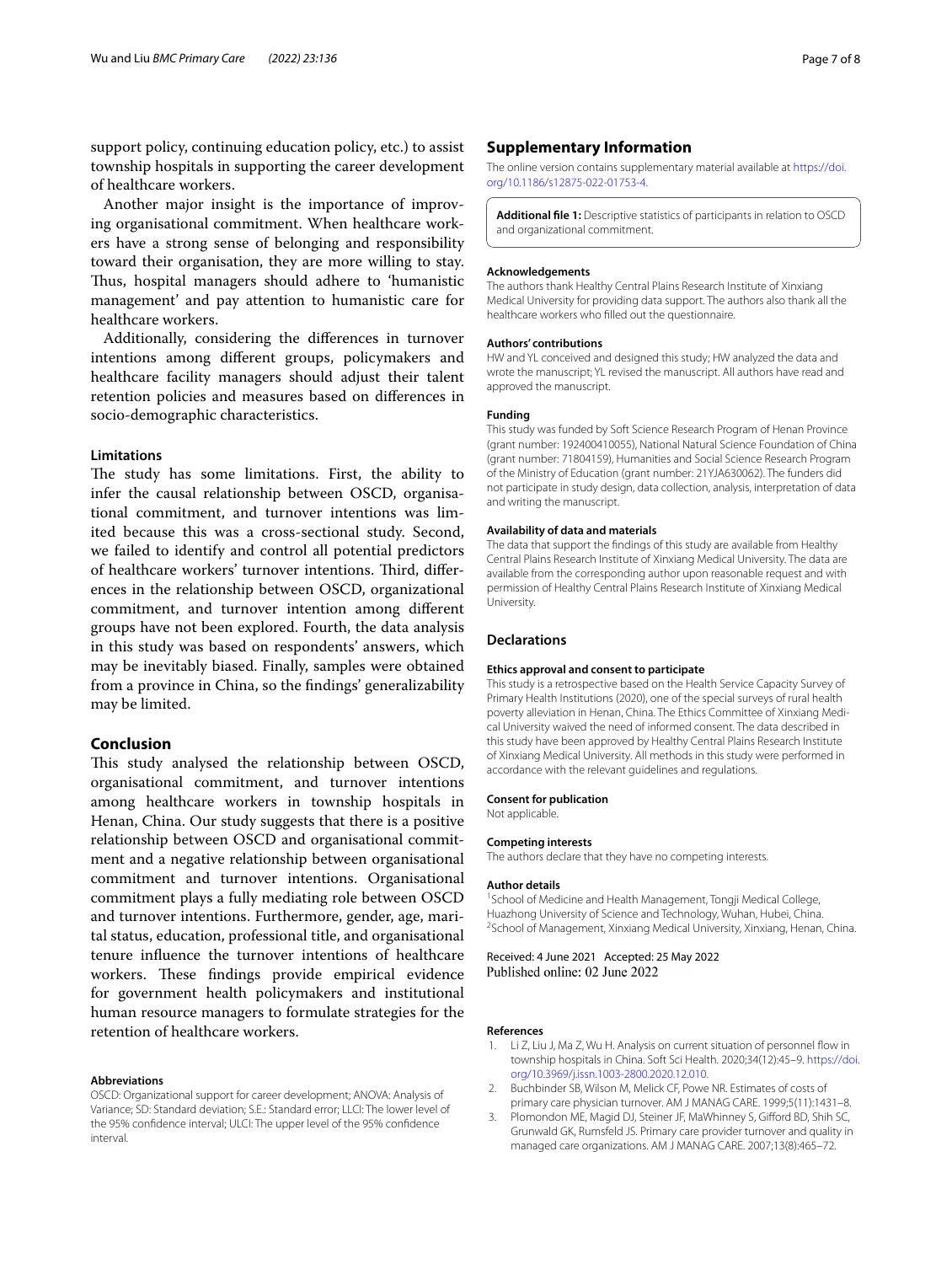support policy, continuing education policy, etc.) to assist township hospitals in supporting the career development of healthcare workers.

Another major insight is the importance of improving organisational commitment. When healthcare workers have a strong sense of belonging and responsibility toward their organisation, they are more willing to stay. Thus, hospital managers should adhere to 'humanistic management' and pay attention to humanistic care for healthcare workers.

Additionally, considering the differences in turnover intentions among different groups, policymakers and healthcare facility managers should adjust their talent retention policies and measures based on differences in socio-demographic characteristics.

### Limitations

The study has some limitations. First, the ability to infer the causal relationship between OSCD, organisational commitment, and turnover intentions was limited because this was a cross-sectional study. Second, we failed to identify and control all potential predictors of healthcare workers' turnover intentions. Third, differences in the relationship between OSCD, organizational commitment, and turnover intention among different groups have not been explored. Fourth, the data analysis in this study was based on respondents' answers, which may be inevitably biased. Finally, samples were obtained from a province in China, so the findings' generalizability may be limited.

## Conclusion

This study analysed the relationship between OSCD, organisational commitment, and turnover intentions among healthcare workers in township hospitals in Henan, China. Our study suggests that there is a positive relationship between OSCD and organisational commitment and a negative relationship between organisational commitment and turnover intentions. Organisational commitment plays a fully mediating role between OSCD and turnover intentions. Furthermore, gender, age, marital status, education, professional title, and organisational tenure influence the turnover intentions of healthcare workers. These findings provide empirical evidence for government health policymakers and institutional human resource managers to formulate strategies for the retention of healthcare workers.

#### Abbreviations

OSCD: Organizational support for career development; ANOVA: Analysis of Variance; SD: Standard deviation; S.E.: Standard error; LLCI: The lower level of the 95% confidence interval; ULCI: The upper level of the 95% confidence interval.

## Supplementary Information

The online version contains supplementary material available at https://doi.org/10.1186/s12875-022-01753-4.

**Additional file 1:** Descriptive statistics of participants in relation to OSCD and organizational commitment.

#### Acknowledgements

The authors thank Healthy Central Plains Research Institute of Xinxiang Medical University for providing data support. The authors also thank all the healthcare workers who filled out the questionnaire.

#### Authors' contributions

HW and YL conceived and designed this study; HW analyzed the data and wrote the manuscript; YL revised the manuscript. All authors have read and approved the manuscript.

#### Funding

This study was funded by Soft Science Research Program of Henan Province (grant number: 192400410055), National Natural Science Foundation of China (grant number: 71804159), Humanities and Social Science Research Program of the Ministry of Education (grant number: 21YJA630062). The funders did not participate in study design, data collection, analysis, interpretation of data and writing the manuscript.

#### Availability of data and materials

The data that support the findings of this study are available from Healthy Central Plains Research Institute of Xinxiang Medical University. The data are available from the corresponding author upon reasonable request and with permission of Healthy Central Plains Research Institute of Xinxiang Medical University.

## Declarations

#### Ethics approval and consent to participate

This study is a retrospective based on the Health Service Capacity Survey of Primary Health Institutions (2020), one of the special surveys of rural health poverty alleviation in Henan, China. The Ethics Committee of Xinxiang Medical University waived the need of informed consent. The data described in this study have been approved by Healthy Central Plains Research Institute of Xinxiang Medical University. All methods in this study were performed in accordance with the relevant guidelines and regulations.

#### Consent for publication

Not applicable.

#### Competing interests

The authors declare that they have no competing interests.

#### Author details

[1] School of Medicine and Health Management, Tongji Medical College, Huazhong University of Science and Technology, Wuhan, Hubei, China. [2] School of Management, Xinxiang Medical University, Xinxiang, Henan, China.

Received: 4 June 2021 Accepted: 25 May 2022
Published online: 02 June 2022

#### References

1. Li Z, Liu J, Ma Z, Wu H. Analysis on current situation of personnel flow in township hospitals in China. Soft Sci Health. 2020;34(12):45–9. https://doi.org/10.3969/j.issn.1003-2800.2020.12.010.
2. Buchbinder SB, Wilson M, Melick CF, Powe NR. Estimates of costs of primary care physician turnover. AM J MANAG CARE. 1999;5(11):1431–8.
3. Plomondon ME, Magid DJ, Steiner JF, MaWhinney S, Gifford BD, Shih SC, Grunwald GK, Rumsfeld JS. Primary care provider turnover and quality in managed care organizations. AM J MANAG CARE. 2007;13(8):465–72.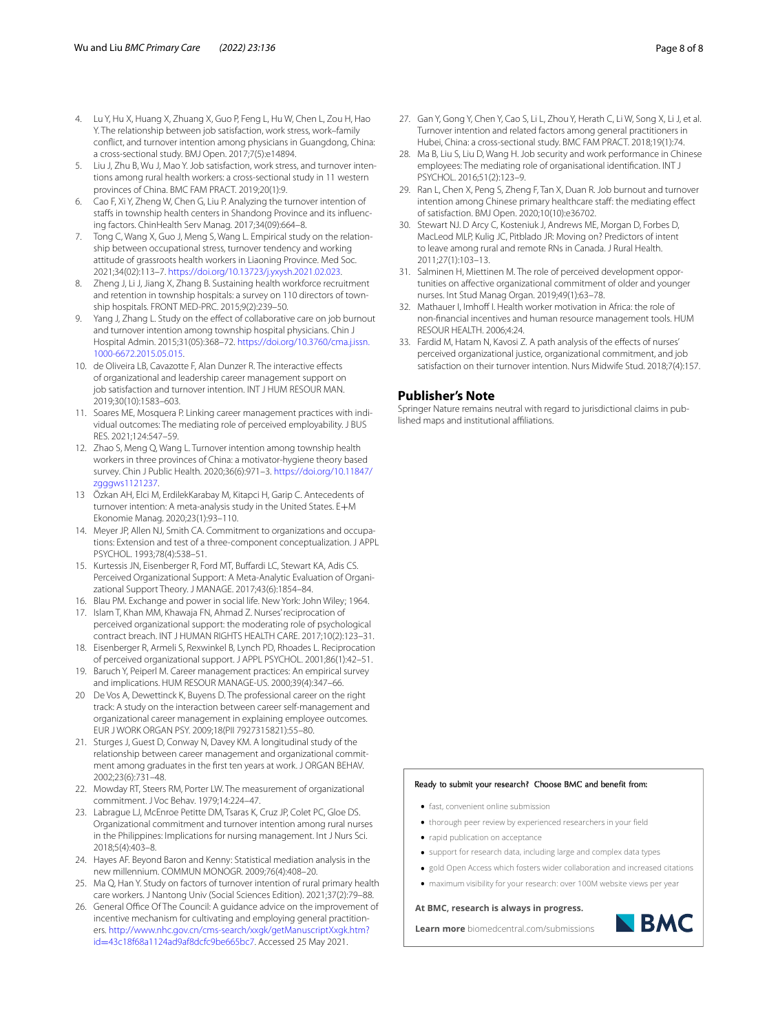4. Lu Y, Hu X, Huang X, Zhuang X, Guo P, Feng L, Hu W, Chen L, Zou H, Hao Y. The relationship between job satisfaction, work stress, work–family conflict, and turnover intention among physicians in Guangdong, China: a cross-sectional study. BMJ Open. 2017;7(5):e14894.
5. Liu J, Zhu B, Wu J, Mao Y. Job satisfaction, work stress, and turnover intentions among rural health workers: a cross-sectional study in 11 western provinces of China. BMC FAM PRACT. 2019;20(1):9.
6. Cao F, Xi Y, Zheng W, Chen G, Liu P. Analyzing the turnover intention of staffs in township health centers in Shandong Province and its influencing factors. ChinHealth Serv Manag. 2017;34(09):664–8.
7. Tong C, Wang X, Guo J, Meng S, Wang L. Empirical study on the relationship between occupational stress, turnover tendency and working attitude of grassroots health workers in Liaoning Province. Med Soc. 2021;34(02):113–7. https://doi.org/10.13723/j.yxysh.2021.02.023.
8. Zheng J, Li J, Jiang X, Zhang B. Sustaining health workforce recruitment and retention in township hospitals: a survey on 110 directors of township hospitals. FRONT MED-PRC. 2015;9(2):239–50.
9. Yang J, Zhang L. Study on the effect of collaborative care on job burnout and turnover intention among township hospital physicians. Chin J Hospital Admin. 2015;31(05):368–72. https://doi.org/10.3760/cma.j.issn.1000-6672.2015.05.015.
10. de Oliveira LB, Cavazotte F, Alan Dunzer R. The interactive effects of organizational and leadership career management support on job satisfaction and turnover intention. INT J HUM RESOUR MAN. 2019;30(10):1583–603.
11. Soares ME, Mosquera P. Linking career management practices with individual outcomes: The mediating role of perceived employability. J BUS RES. 2021;124:547–59.
12. Zhao S, Meng Q, Wang L. Turnover intention among township health workers in three provinces of China: a motivator-hygiene theory based survey. Chin J Public Health. 2020;36(6):971–3. https://doi.org/10.11847/zgggws1121237.
13. Özkan AH, Elci M, ErdilekKarabay M, Kitapci H, Garip C. Antecedents of turnover intention: A meta-analysis study in the United States. E+M Ekonomie Manag. 2020;23(1):93–110.
14. Meyer JP, Allen NJ, Smith CA. Commitment to organizations and occupations: Extension and test of a three-component conceptualization. J APPL PSYCHOL. 1993;78(4):538–51.
15. Kurtessis JN, Eisenberger R, Ford MT, Buffardi LC, Stewart KA, Adis CS. Perceived Organizational Support: A Meta-Analytic Evaluation of Organizational Support Theory. J MANAGE. 2017;43(6):1854–84.
16. Blau PM. Exchange and power in social life. New York: John Wiley; 1964.
17. Islam T, Khan MM, Khawaja FN, Ahmad Z. Nurses' reciprocation of perceived organizational support: the moderating role of psychological contract breach. INT J HUMAN RIGHTS HEALTH CARE. 2017;10(2):123–31.
18. Eisenberger R, Armeli S, Rexwinkel B, Lynch PD, Rhoades L. Reciprocation of perceived organizational support. J APPL PSYCHOL. 2001;86(1):42–51.
19. Baruch Y, Peiperl M. Career management practices: An empirical survey and implications. HUM RESOUR MANAGE-US. 2000;39(4):347–66.
20. De Vos A, Dewettinck K, Buyens D. The professional career on the right track: A study on the interaction between career self-management and organizational career management in explaining employee outcomes. EUR J WORK ORGAN PSY. 2009;18(PII 7927315821):55–80.
21. Sturges J, Guest D, Conway N, Davey KM. A longitudinal study of the relationship between career management and organizational commitment among graduates in the first ten years at work. J ORGAN BEHAV. 2002;23(6):731–48.
22. Mowday RT, Steers RM, Porter LW. The measurement of organizational commitment. J Voc Behav. 1979;14:224–47.
23. Labrague LJ, McEnroe Petitte DM, Tsaras K, Cruz JP, Colet PC, Gloe DS. Organizational commitment and turnover intention among rural nurses in the Philippines: Implications for nursing management. Int J Nurs Sci. 2018;5(4):403–8.
24. Hayes AF. Beyond Baron and Kenny: Statistical mediation analysis in the new millennium. COMMUN MONOGR. 2009;76(4):408–20.
25. Ma Q, Han Y. Study on factors of turnover intention of rural primary health care workers. J Nantong Univ (Social Sciences Edition). 2021;37(2):79–88.
26. General Office Of The Council: A guidance advice on the improvement of incentive mechanism for cultivating and employing general practitioners. http://www.nhc.gov.cn/cms-search/xxgk/getManuscriptXxgk.htm?id=43c18f68a1124ad9af8dcfc9be665bc7. Accessed 25 May 2021.
27. Gan Y, Gong Y, Chen Y, Cao S, Li L, Zhou Y, Herath C, Li W, Song X, Li J, et al. Turnover intention and related factors among general practitioners in Hubei, China: a cross-sectional study. BMC FAM PRACT. 2018;19(1):74.
28. Ma B, Liu S, Liu D, Wang H. Job security and work performance in Chinese employees: The mediating role of organisational identification. INT J PSYCHOL. 2016;51(2):123–9.
29. Ran L, Chen X, Peng S, Zheng F, Tan X, Duan R. Job burnout and turnover intention among Chinese primary healthcare staff: the mediating effect of satisfaction. BMJ Open. 2020;10(10):e36702.
30. Stewart NJ. D Arcy C, Kosteniuk J, Andrews ME, Morgan D, Forbes D, MacLeod MLP, Kulig JC, Pitblado JR: Moving on? Predictors of intent to leave among rural and remote RNs in Canada. J Rural Health. 2011;27(1):103–13.
31. Salminen H, Miettinen M. The role of perceived development opportunities on affective organizational commitment of older and younger nurses. Int Stud Manag Organ. 2019;49(1):63–78.
32. Mathauer I, Imhoff I. Health worker motivation in Africa: the role of non-financial incentives and human resource management tools. HUM RESOUR HEALTH. 2006;4:24.
33. Fardid M, Hatam N, Kavosi Z. A path analysis of the effects of nurses' perceived organizational justice, organizational commitment, and job satisfaction on their turnover intention. Nurs Midwife Stud. 2018;7(4):157.

## Publisher's Note

Springer Nature remains neutral with regard to jurisdictional claims in published maps and institutional affiliations.

Ready to submit your research? Choose BMC and benefit from:

- fast, convenient online submission
- thorough peer review by experienced researchers in your field
- rapid publication on acceptance
- support for research data, including large and complex data types
- gold Open Access which fosters wider collaboration and increased citations
- maximum visibility for your research: over 100M website views per year

**At BMC, research is always in progress.**

**Learn more** biomedcentral.com/submissions

BMC